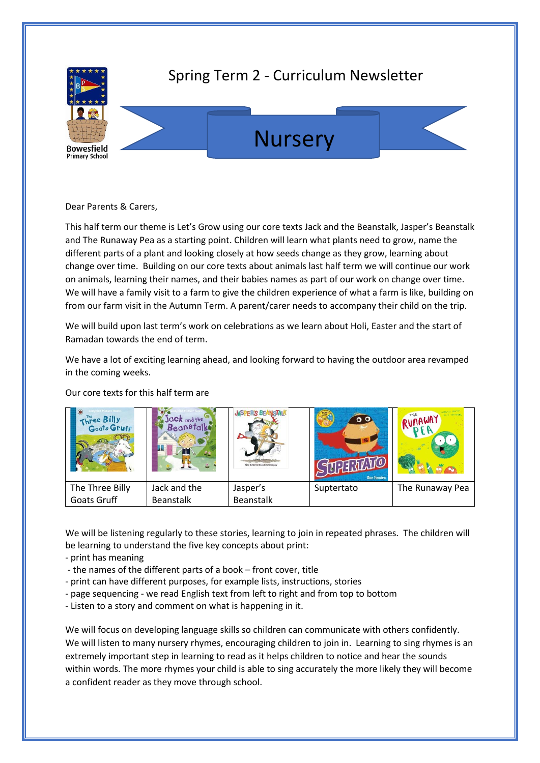# Spring Term 2 - Curriculum Newsletter

## Nursery

Bowesfield Primary School

Dear Parents & Carers,

This half term our theme is Let's Grow using our core texts Jack and the Beanstalk, Jasper's Beanstalk and The Runaway Pea as a starting point. Children will learn what plants need to grow, name the different parts of a plant and looking closely at how seeds change as they grow, learning about change over time. Building on our core texts about animals last half term we will continue our work on animals, learning their names, and their babies names as part of our work on change over time. We will have a family visit to a farm to give the children experience of what a farm is like, building on from our farm visit in the Autumn Term. A parent/carer needs to accompany their child on the trip.

We will build upon last term's work on celebrations as we learn about Holi, Easter and the start of Ramadan towards the end of term.

We have a lot of exciting learning ahead, and looking forward to having the outdoor area revamped in the coming weeks.

Our core texts for this half term are

| The Three Billy Goats Gruff | Jack and the Beanstalk | Jasper's Beanstalk | Suptertato | The Runaway Pea |
|---|---|---|---|---|

We will be listening regularly to these stories, learning to join in repeated phrases. The children will be learning to understand the five key concepts about print:

- print has meaning
- the names of the different parts of a book – front cover, title
- print can have different purposes, for example lists, instructions, stories
- page sequencing - we read English text from left to right and from top to bottom
- Listen to a story and comment on what is happening in it.

We will focus on developing language skills so children can communicate with others confidently. We will listen to many nursery rhymes, encouraging children to join in. Learning to sing rhymes is an extremely important step in learning to read as it helps children to notice and hear the sounds within words. The more rhymes your child is able to sing accurately the more likely they will become a confident reader as they move through school.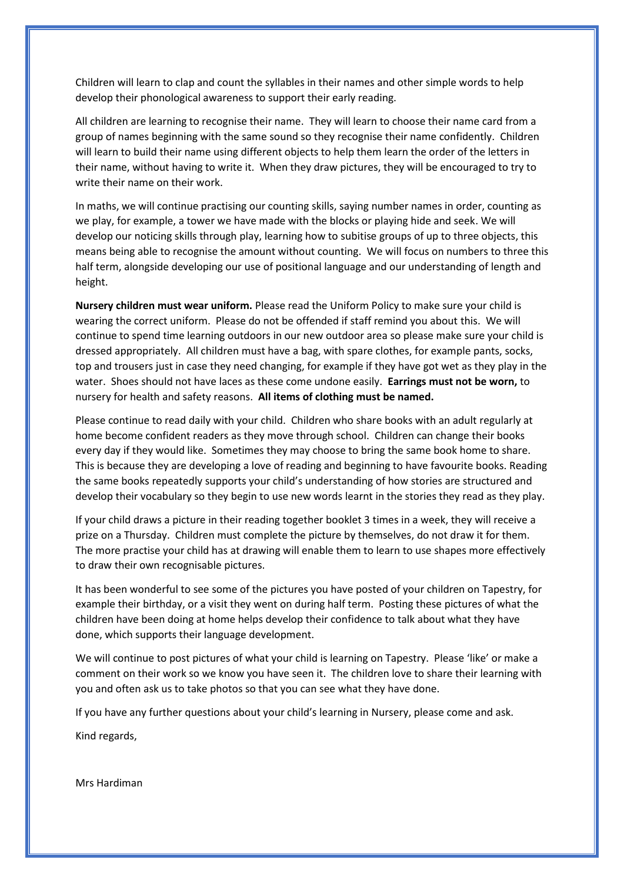Children will learn to clap and count the syllables in their names and other simple words to help develop their phonological awareness to support their early reading.

All children are learning to recognise their name. They will learn to choose their name card from a group of names beginning with the same sound so they recognise their name confidently. Children will learn to build their name using different objects to help them learn the order of the letters in their name, without having to write it. When they draw pictures, they will be encouraged to try to write their name on their work.

In maths, we will continue practising our counting skills, saying number names in order, counting as we play, for example, a tower we have made with the blocks or playing hide and seek. We will develop our noticing skills through play, learning how to subitise groups of up to three objects, this means being able to recognise the amount without counting. We will focus on numbers to three this half term, alongside developing our use of positional language and our understanding of length and height.

**Nursery children must wear uniform.** Please read the Uniform Policy to make sure your child is wearing the correct uniform. Please do not be offended if staff remind you about this. We will continue to spend time learning outdoors in our new outdoor area so please make sure your child is dressed appropriately. All children must have a bag, with spare clothes, for example pants, socks, top and trousers just in case they need changing, for example if they have got wet as they play in the water. Shoes should not have laces as these come undone easily. **Earrings must not be worn,** to nursery for health and safety reasons. **All items of clothing must be named.**

Please continue to read daily with your child. Children who share books with an adult regularly at home become confident readers as they move through school. Children can change their books every day if they would like. Sometimes they may choose to bring the same book home to share. This is because they are developing a love of reading and beginning to have favourite books. Reading the same books repeatedly supports your child's understanding of how stories are structured and develop their vocabulary so they begin to use new words learnt in the stories they read as they play.

If your child draws a picture in their reading together booklet 3 times in a week, they will receive a prize on a Thursday. Children must complete the picture by themselves, do not draw it for them. The more practise your child has at drawing will enable them to learn to use shapes more effectively to draw their own recognisable pictures.

It has been wonderful to see some of the pictures you have posted of your children on Tapestry, for example their birthday, or a visit they went on during half term. Posting these pictures of what the children have been doing at home helps develop their confidence to talk about what they have done, which supports their language development.

We will continue to post pictures of what your child is learning on Tapestry. Please 'like' or make a comment on their work so we know you have seen it. The children love to share their learning with you and often ask us to take photos so that you can see what they have done.

If you have any further questions about your child's learning in Nursery, please come and ask.

Kind regards,

Mrs Hardiman